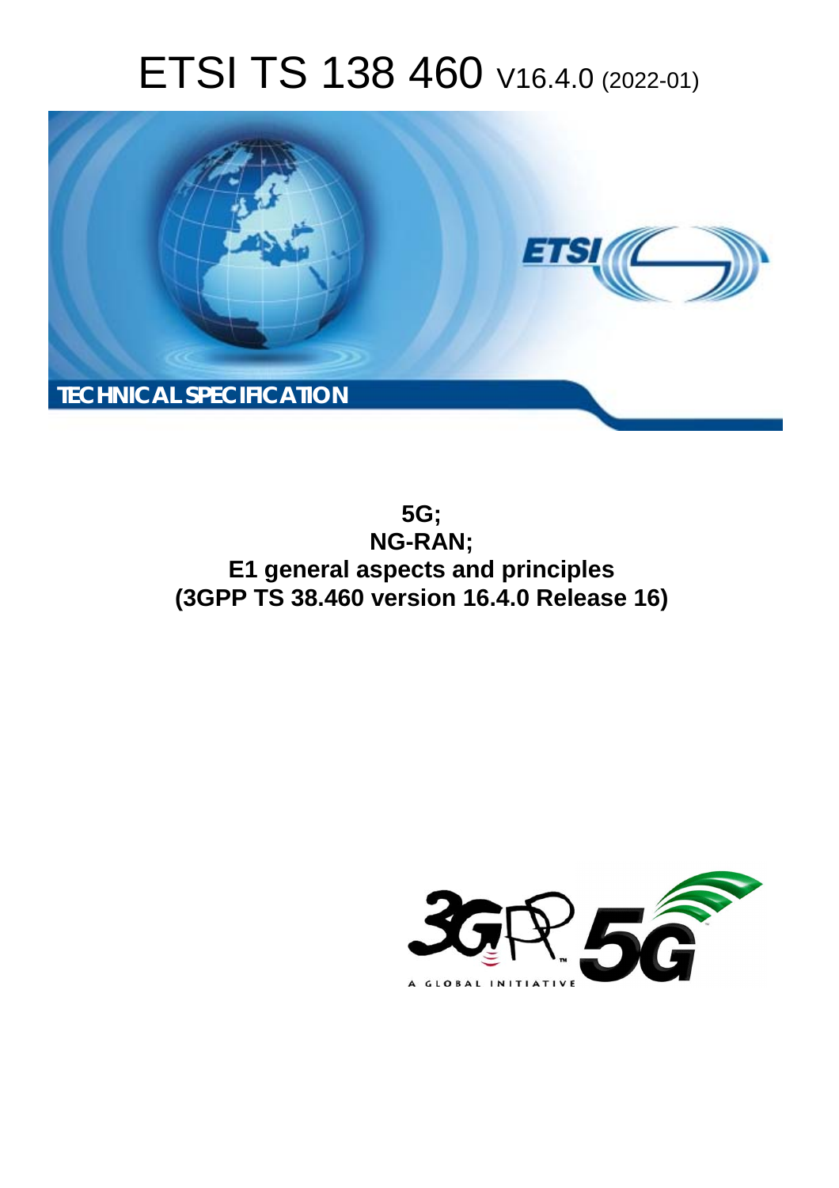# ETSI TS 138 460 V16.4.0 (2022-01)

**TECHNICAL SPECIFICATION**

**5G;**
**NG-RAN;**
**E1 general aspects and principles**
**(3GPP TS 38.460 version 16.4.0 Release 16)**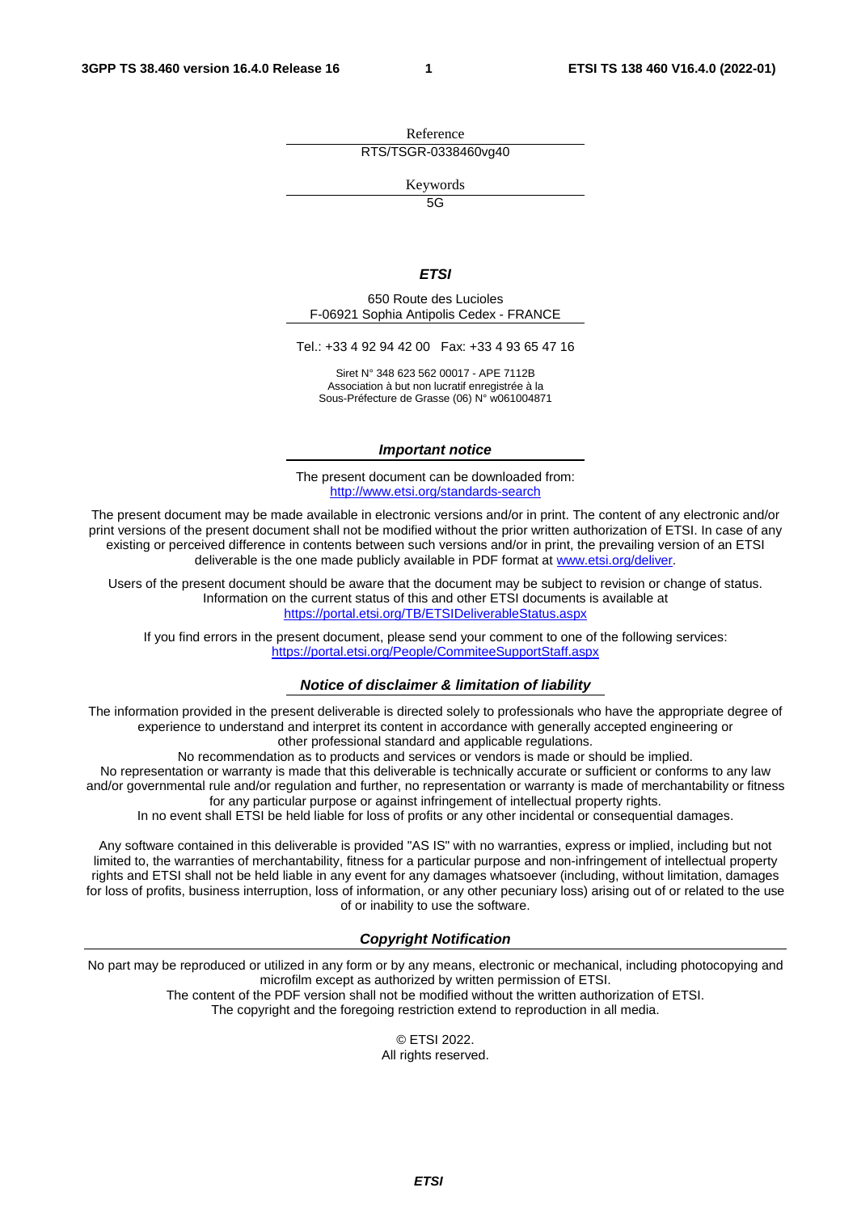Reference

RTS/TSGR-0338460vg40

Keywords

5G

***ETSI***

650 Route des Lucioles
F-06921 Sophia Antipolis Cedex - FRANCE

Tel.: +33 4 92 94 42 00   Fax: +33 4 93 65 47 16

Siret N° 348 623 562 00017 - APE 7112B
Association à but non lucratif enregistrée à la
Sous-Préfecture de Grasse (06) N° w061004871

***Important notice***

The present document can be downloaded from:
http://www.etsi.org/standards-search

The present document may be made available in electronic versions and/or in print. The content of any electronic and/or print versions of the present document shall not be modified without the prior written authorization of ETSI. In case of any existing or perceived difference in contents between such versions and/or in print, the prevailing version of an ETSI deliverable is the one made publicly available in PDF format at www.etsi.org/deliver.

Users of the present document should be aware that the document may be subject to revision or change of status. Information on the current status of this and other ETSI documents is available at
https://portal.etsi.org/TB/ETSIDeliverableStatus.aspx

If you find errors in the present document, please send your comment to one of the following services:
https://portal.etsi.org/People/CommiteeSupportStaff.aspx

***Notice of disclaimer & limitation of liability***

The information provided in the present deliverable is directed solely to professionals who have the appropriate degree of experience to understand and interpret its content in accordance with generally accepted engineering or other professional standard and applicable regulations.
No recommendation as to products and services or vendors is made or should be implied.
No representation or warranty is made that this deliverable is technically accurate or sufficient or conforms to any law and/or governmental rule and/or regulation and further, no representation or warranty is made of merchantability or fitness for any particular purpose or against infringement of intellectual property rights.
In no event shall ETSI be held liable for loss of profits or any other incidental or consequential damages.

Any software contained in this deliverable is provided "AS IS" with no warranties, express or implied, including but not limited to, the warranties of merchantability, fitness for a particular purpose and non-infringement of intellectual property rights and ETSI shall not be held liable in any event for any damages whatsoever (including, without limitation, damages for loss of profits, business interruption, loss of information, or any other pecuniary loss) arising out of or related to the use of or inability to use the software.

***Copyright Notification***

No part may be reproduced or utilized in any form or by any means, electronic or mechanical, including photocopying and microfilm except as authorized by written permission of ETSI.
The content of the PDF version shall not be modified without the written authorization of ETSI.
The copyright and the foregoing restriction extend to reproduction in all media.

© ETSI 2022.
All rights reserved.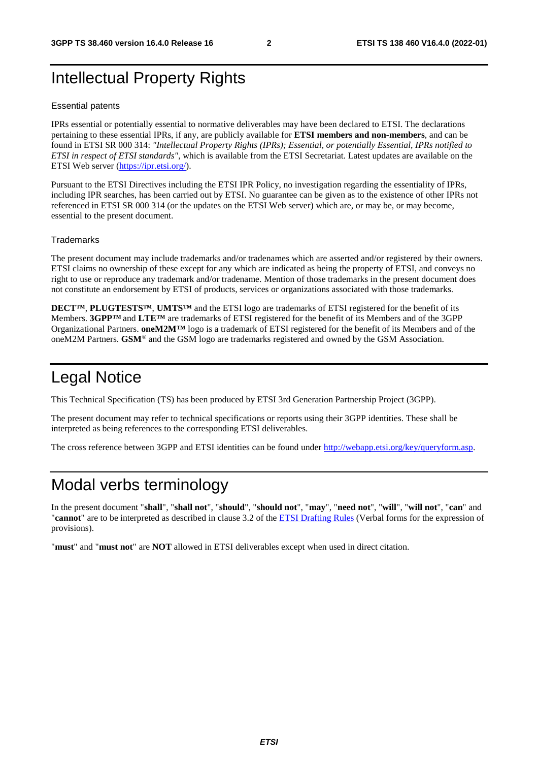# Intellectual Property Rights

## Essential patents

IPRs essential or potentially essential to normative deliverables may have been declared to ETSI. The declarations pertaining to these essential IPRs, if any, are publicly available for **ETSI members and non-members**, and can be found in ETSI SR 000 314: *"Intellectual Property Rights (IPRs); Essential, or potentially Essential, IPRs notified to ETSI in respect of ETSI standards"*, which is available from the ETSI Secretariat. Latest updates are available on the ETSI Web server (https://ipr.etsi.org/).

Pursuant to the ETSI Directives including the ETSI IPR Policy, no investigation regarding the essentiality of IPRs, including IPR searches, has been carried out by ETSI. No guarantee can be given as to the existence of other IPRs not referenced in ETSI SR 000 314 (or the updates on the ETSI Web server) which are, or may be, or may become, essential to the present document.

## Trademarks

The present document may include trademarks and/or tradenames which are asserted and/or registered by their owners. ETSI claims no ownership of these except for any which are indicated as being the property of ETSI, and conveys no right to use or reproduce any trademark and/or tradename. Mention of those trademarks in the present document does not constitute an endorsement by ETSI of products, services or organizations associated with those trademarks.

**DECT™**, **PLUGTESTS™**, **UMTS™** and the ETSI logo are trademarks of ETSI registered for the benefit of its Members. **3GPP™** and **LTE™** are trademarks of ETSI registered for the benefit of its Members and of the 3GPP Organizational Partners. **oneM2M™** logo is a trademark of ETSI registered for the benefit of its Members and of the oneM2M Partners. **GSM**® and the GSM logo are trademarks registered and owned by the GSM Association.

# Legal Notice

This Technical Specification (TS) has been produced by ETSI 3rd Generation Partnership Project (3GPP).

The present document may refer to technical specifications or reports using their 3GPP identities. These shall be interpreted as being references to the corresponding ETSI deliverables.

The cross reference between 3GPP and ETSI identities can be found under http://webapp.etsi.org/key/queryform.asp.

# Modal verbs terminology

In the present document "**shall**", "**shall not**", "**should**", "**should not**", "**may**", "**need not**", "**will**", "**will not**", "**can**" and "**cannot**" are to be interpreted as described in clause 3.2 of the ETSI Drafting Rules (Verbal forms for the expression of provisions).

"**must**" and "**must not**" are **NOT** allowed in ETSI deliverables except when used in direct citation.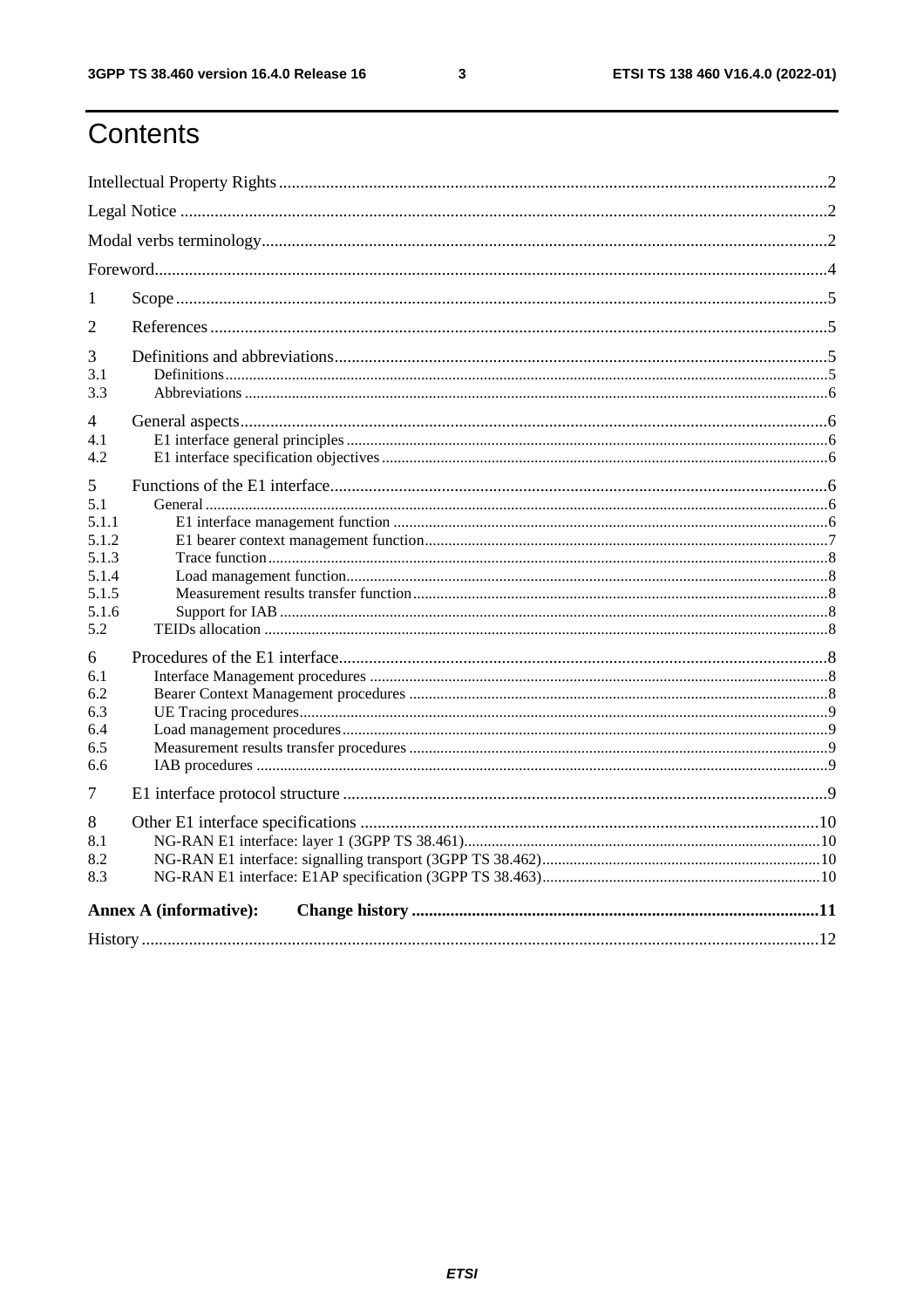# Contents

Intellectual Property Rights .......... 2
Legal Notice .......... 2
Modal verbs terminology .......... 2
Foreword .......... 4
1 Scope .......... 5
2 References .......... 5
3 Definitions and abbreviations .......... 5
3.1 Definitions .......... 5
3.3 Abbreviations .......... 6
4 General aspects .......... 6
4.1 E1 interface general principles .......... 6
4.2 E1 interface specification objectives .......... 6
5 Functions of the E1 interface .......... 6
5.1 General .......... 6
5.1.1 E1 interface management function .......... 6
5.1.2 E1 bearer context management function .......... 7
5.1.3 Trace function .......... 8
5.1.4 Load management function .......... 8
5.1.5 Measurement results transfer function .......... 8
5.1.6 Support for IAB .......... 8
5.2 TEIDs allocation .......... 8
6 Procedures of the E1 interface .......... 8
6.1 Interface Management procedures .......... 8
6.2 Bearer Context Management procedures .......... 8
6.3 UE Tracing procedures .......... 9
6.4 Load management procedures .......... 9
6.5 Measurement results transfer procedures .......... 9
6.6 IAB procedures .......... 9
7 E1 interface protocol structure .......... 9
8 Other E1 interface specifications .......... 10
8.1 NG-RAN E1 interface: layer 1 (3GPP TS 38.461) .......... 10
8.2 NG-RAN E1 interface: signalling transport (3GPP TS 38.462) .......... 10
8.3 NG-RAN E1 interface: E1AP specification (3GPP TS 38.463) .......... 10
**Annex A (informative): Change history .......... 11**
History .......... 12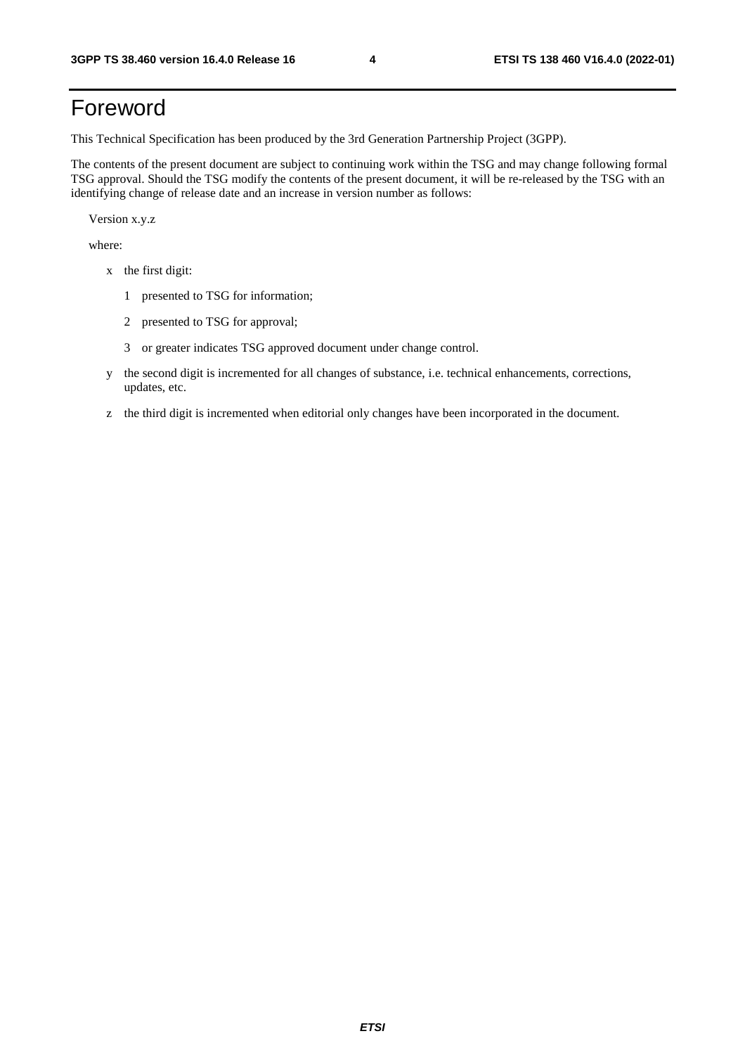# Foreword

This Technical Specification has been produced by the 3rd Generation Partnership Project (3GPP).

The contents of the present document are subject to continuing work within the TSG and may change following formal TSG approval. Should the TSG modify the contents of the present document, it will be re-released by the TSG with an identifying change of release date and an increase in version number as follows:

Version x.y.z

where:

- x the first digit:
  - 1 presented to TSG for information;
  - 2 presented to TSG for approval;
  - 3 or greater indicates TSG approved document under change control.
- y the second digit is incremented for all changes of substance, i.e. technical enhancements, corrections, updates, etc.
- z the third digit is incremented when editorial only changes have been incorporated in the document.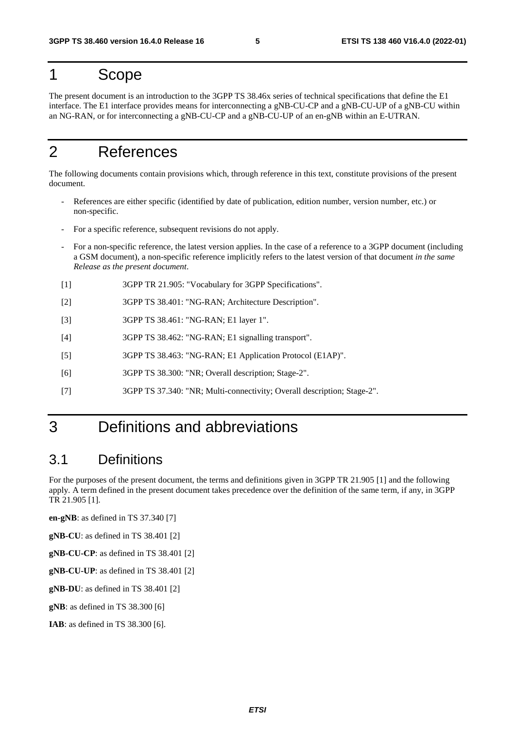# 1 Scope

The present document is an introduction to the 3GPP TS 38.46x series of technical specifications that define the E1 interface. The E1 interface provides means for interconnecting a gNB-CU-CP and a gNB-CU-UP of a gNB-CU within an NG-RAN, or for interconnecting a gNB-CU-CP and a gNB-CU-UP of an en-gNB within an E-UTRAN.

# 2 References

The following documents contain provisions which, through reference in this text, constitute provisions of the present document.

- References are either specific (identified by date of publication, edition number, version number, etc.) or non-specific.
- For a specific reference, subsequent revisions do not apply.
- For a non-specific reference, the latest version applies. In the case of a reference to a 3GPP document (including a GSM document), a non-specific reference implicitly refers to the latest version of that document *in the same Release as the present document*.

[1] 3GPP TR 21.905: "Vocabulary for 3GPP Specifications".

[2] 3GPP TS 38.401: "NG-RAN; Architecture Description".

[3] 3GPP TS 38.461: "NG-RAN; E1 layer 1".

[4] 3GPP TS 38.462: "NG-RAN; E1 signalling transport".

[5] 3GPP TS 38.463: "NG-RAN; E1 Application Protocol (E1AP)".

[6] 3GPP TS 38.300: "NR; Overall description; Stage-2".

[7] 3GPP TS 37.340: "NR; Multi-connectivity; Overall description; Stage-2".

# 3 Definitions and abbreviations

## 3.1 Definitions

For the purposes of the present document, the terms and definitions given in 3GPP TR 21.905 [1] and the following apply. A term defined in the present document takes precedence over the definition of the same term, if any, in 3GPP TR 21.905 [1].

**en-gNB**: as defined in TS 37.340 [7]

**gNB-CU**: as defined in TS 38.401 [2]

**gNB-CU-CP**: as defined in TS 38.401 [2]

**gNB-CU-UP**: as defined in TS 38.401 [2]

**gNB-DU**: as defined in TS 38.401 [2]

**gNB**: as defined in TS 38.300 [6]

**IAB**: as defined in TS 38.300 [6].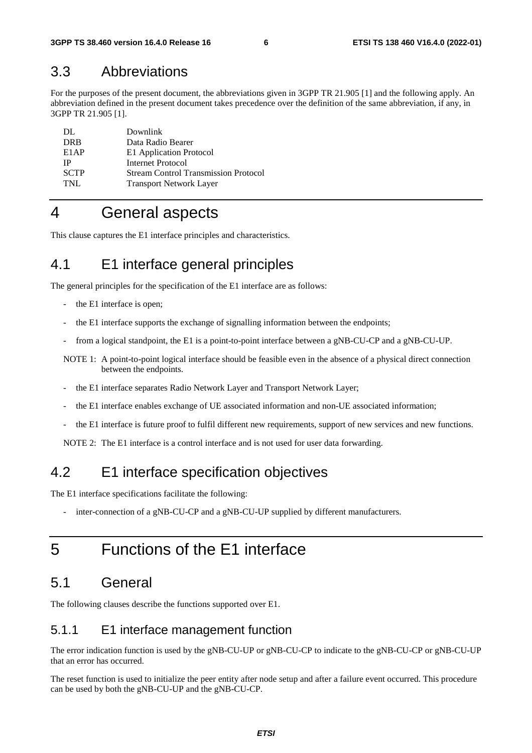## 3.3 Abbreviations

For the purposes of the present document, the abbreviations given in 3GPP TR 21.905 [1] and the following apply. An abbreviation defined in the present document takes precedence over the definition of the same abbreviation, if any, in 3GPP TR 21.905 [1].

| | |
|---|---|
| DL | Downlink |
| DRB | Data Radio Bearer |
| E1AP | E1 Application Protocol |
| IP | Internet Protocol |
| SCTP | Stream Control Transmission Protocol |
| TNL | Transport Network Layer |

# 4 General aspects

This clause captures the E1 interface principles and characteristics.

## 4.1 E1 interface general principles

The general principles for the specification of the E1 interface are as follows:

- the E1 interface is open;
- the E1 interface supports the exchange of signalling information between the endpoints;
- from a logical standpoint, the E1 is a point-to-point interface between a gNB-CU-CP and a gNB-CU-UP.

NOTE 1: A point-to-point logical interface should be feasible even in the absence of a physical direct connection between the endpoints.

- the E1 interface separates Radio Network Layer and Transport Network Layer;
- the E1 interface enables exchange of UE associated information and non-UE associated information;
- the E1 interface is future proof to fulfil different new requirements, support of new services and new functions.

NOTE 2: The E1 interface is a control interface and is not used for user data forwarding.

## 4.2 E1 interface specification objectives

The E1 interface specifications facilitate the following:

- inter-connection of a gNB-CU-CP and a gNB-CU-UP supplied by different manufacturers.

# 5 Functions of the E1 interface

## 5.1 General

The following clauses describe the functions supported over E1.

### 5.1.1 E1 interface management function

The error indication function is used by the gNB-CU-UP or gNB-CU-CP to indicate to the gNB-CU-CP or gNB-CU-UP that an error has occurred.

The reset function is used to initialize the peer entity after node setup and after a failure event occurred. This procedure can be used by both the gNB-CU-UP and the gNB-CU-CP.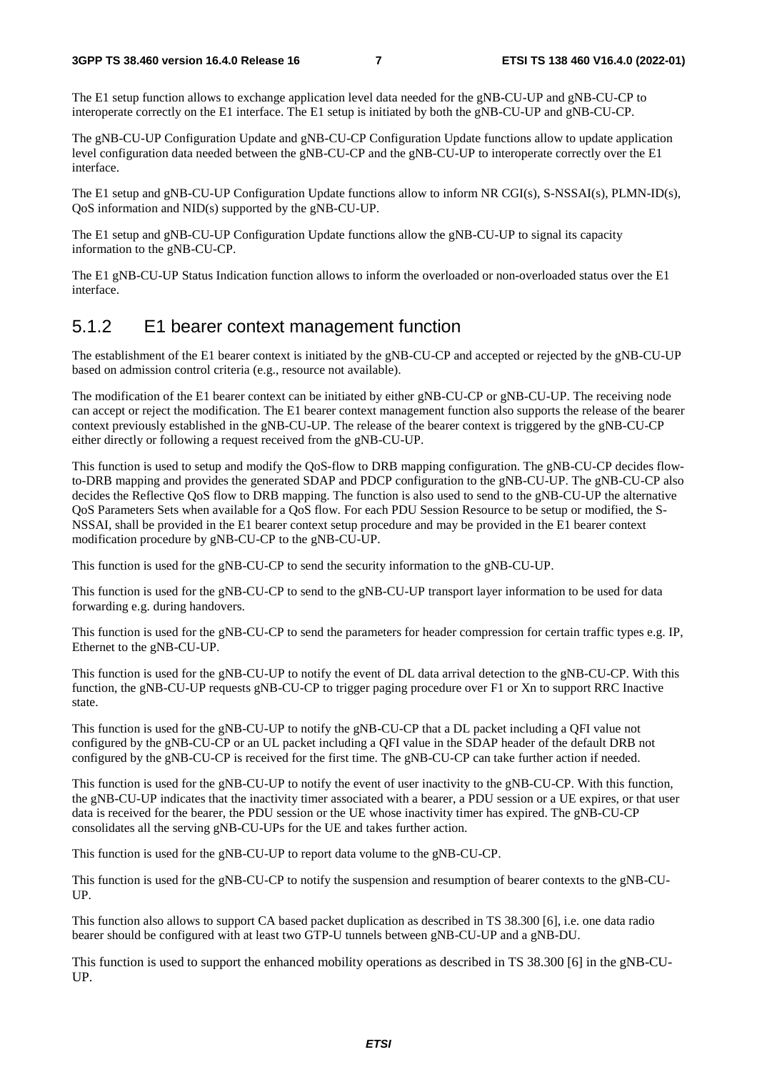The E1 setup function allows to exchange application level data needed for the gNB-CU-UP and gNB-CU-CP to interoperate correctly on the E1 interface. The E1 setup is initiated by both the gNB-CU-UP and gNB-CU-CP.

The gNB-CU-UP Configuration Update and gNB-CU-CP Configuration Update functions allow to update application level configuration data needed between the gNB-CU-CP and the gNB-CU-UP to interoperate correctly over the E1 interface.

The E1 setup and gNB-CU-UP Configuration Update functions allow to inform NR CGI(s), S-NSSAI(s), PLMN-ID(s), QoS information and NID(s) supported by the gNB-CU-UP.

The E1 setup and gNB-CU-UP Configuration Update functions allow the gNB-CU-UP to signal its capacity information to the gNB-CU-CP.

The E1 gNB-CU-UP Status Indication function allows to inform the overloaded or non-overloaded status over the E1 interface.

### 5.1.2 E1 bearer context management function

The establishment of the E1 bearer context is initiated by the gNB-CU-CP and accepted or rejected by the gNB-CU-UP based on admission control criteria (e.g., resource not available).

The modification of the E1 bearer context can be initiated by either gNB-CU-CP or gNB-CU-UP. The receiving node can accept or reject the modification. The E1 bearer context management function also supports the release of the bearer context previously established in the gNB-CU-UP. The release of the bearer context is triggered by the gNB-CU-CP either directly or following a request received from the gNB-CU-UP.

This function is used to setup and modify the QoS-flow to DRB mapping configuration. The gNB-CU-CP decides flow-to-DRB mapping and provides the generated SDAP and PDCP configuration to the gNB-CU-UP. The gNB-CU-CP also decides the Reflective QoS flow to DRB mapping. The function is also used to send to the gNB-CU-UP the alternative QoS Parameters Sets when available for a QoS flow. For each PDU Session Resource to be setup or modified, the S-NSSAI, shall be provided in the E1 bearer context setup procedure and may be provided in the E1 bearer context modification procedure by gNB-CU-CP to the gNB-CU-UP.

This function is used for the gNB-CU-CP to send the security information to the gNB-CU-UP.

This function is used for the gNB-CU-CP to send to the gNB-CU-UP transport layer information to be used for data forwarding e.g. during handovers.

This function is used for the gNB-CU-CP to send the parameters for header compression for certain traffic types e.g. IP, Ethernet to the gNB-CU-UP.

This function is used for the gNB-CU-UP to notify the event of DL data arrival detection to the gNB-CU-CP. With this function, the gNB-CU-UP requests gNB-CU-CP to trigger paging procedure over F1 or Xn to support RRC Inactive state.

This function is used for the gNB-CU-UP to notify the gNB-CU-CP that a DL packet including a QFI value not configured by the gNB-CU-CP or an UL packet including a QFI value in the SDAP header of the default DRB not configured by the gNB-CU-CP is received for the first time. The gNB-CU-CP can take further action if needed.

This function is used for the gNB-CU-UP to notify the event of user inactivity to the gNB-CU-CP. With this function, the gNB-CU-UP indicates that the inactivity timer associated with a bearer, a PDU session or a UE expires, or that user data is received for the bearer, the PDU session or the UE whose inactivity timer has expired. The gNB-CU-CP consolidates all the serving gNB-CU-UPs for the UE and takes further action.

This function is used for the gNB-CU-UP to report data volume to the gNB-CU-CP.

This function is used for the gNB-CU-CP to notify the suspension and resumption of bearer contexts to the gNB-CU-UP.

This function also allows to support CA based packet duplication as described in TS 38.300 [6], i.e. one data radio bearer should be configured with at least two GTP-U tunnels between gNB-CU-UP and a gNB-DU.

This function is used to support the enhanced mobility operations as described in TS 38.300 [6] in the gNB-CU-UP.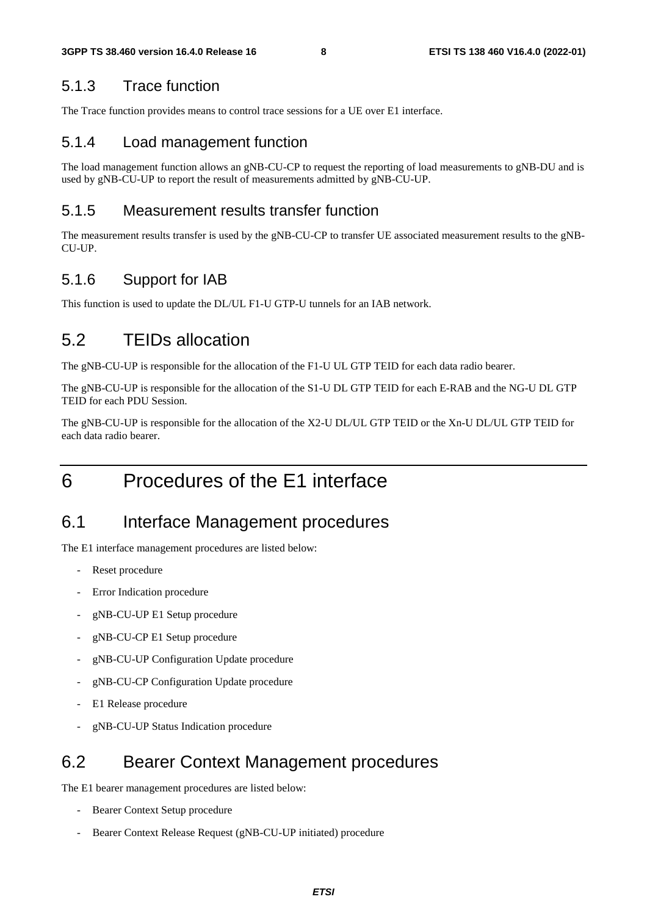### 5.1.3 Trace function

The Trace function provides means to control trace sessions for a UE over E1 interface.

### 5.1.4 Load management function

The load management function allows an gNB-CU-CP to request the reporting of load measurements to gNB-DU and is used by gNB-CU-UP to report the result of measurements admitted by gNB-CU-UP.

### 5.1.5 Measurement results transfer function

The measurement results transfer is used by the gNB-CU-CP to transfer UE associated measurement results to the gNB-CU-UP.

### 5.1.6 Support for IAB

This function is used to update the DL/UL F1-U GTP-U tunnels for an IAB network.

## 5.2 TEIDs allocation

The gNB-CU-UP is responsible for the allocation of the F1-U UL GTP TEID for each data radio bearer.

The gNB-CU-UP is responsible for the allocation of the S1-U DL GTP TEID for each E-RAB and the NG-U DL GTP TEID for each PDU Session.

The gNB-CU-UP is responsible for the allocation of the X2-U DL/UL GTP TEID or the Xn-U DL/UL GTP TEID for each data radio bearer.

# 6 Procedures of the E1 interface

## 6.1 Interface Management procedures

The E1 interface management procedures are listed below:

- Reset procedure
- Error Indication procedure
- gNB-CU-UP E1 Setup procedure
- gNB-CU-CP E1 Setup procedure
- gNB-CU-UP Configuration Update procedure
- gNB-CU-CP Configuration Update procedure
- E1 Release procedure
- gNB-CU-UP Status Indication procedure

## 6.2 Bearer Context Management procedures

The E1 bearer management procedures are listed below:

- Bearer Context Setup procedure
- Bearer Context Release Request (gNB-CU-UP initiated) procedure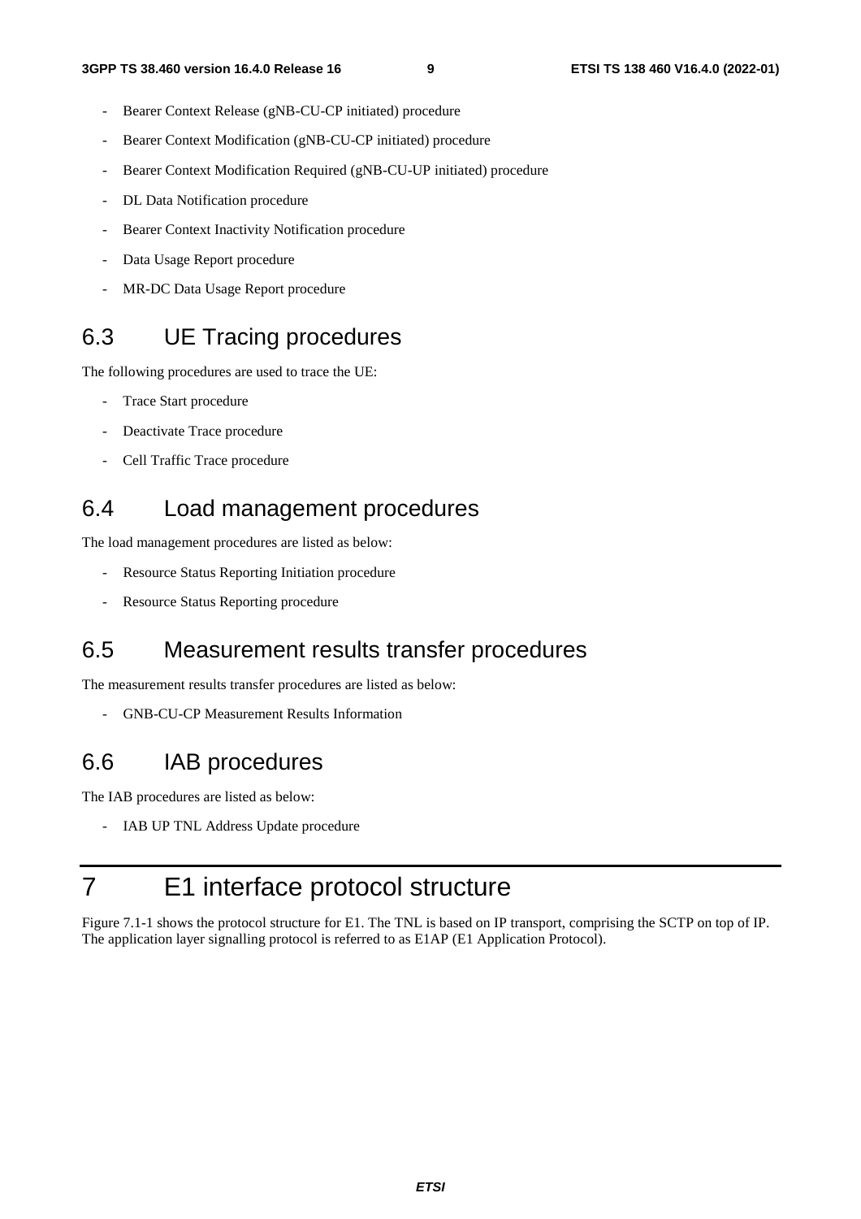- Bearer Context Release (gNB-CU-CP initiated) procedure
- Bearer Context Modification (gNB-CU-CP initiated) procedure
- Bearer Context Modification Required (gNB-CU-UP initiated) procedure
- DL Data Notification procedure
- Bearer Context Inactivity Notification procedure
- Data Usage Report procedure
- MR-DC Data Usage Report procedure

## 6.3 UE Tracing procedures

The following procedures are used to trace the UE:

- Trace Start procedure
- Deactivate Trace procedure
- Cell Traffic Trace procedure

## 6.4 Load management procedures

The load management procedures are listed as below:

- Resource Status Reporting Initiation procedure
- Resource Status Reporting procedure

## 6.5 Measurement results transfer procedures

The measurement results transfer procedures are listed as below:

- GNB-CU-CP Measurement Results Information

## 6.6 IAB procedures

The IAB procedures are listed as below:

- IAB UP TNL Address Update procedure

# 7 E1 interface protocol structure

Figure 7.1-1 shows the protocol structure for E1. The TNL is based on IP transport, comprising the SCTP on top of IP. The application layer signalling protocol is referred to as E1AP (E1 Application Protocol).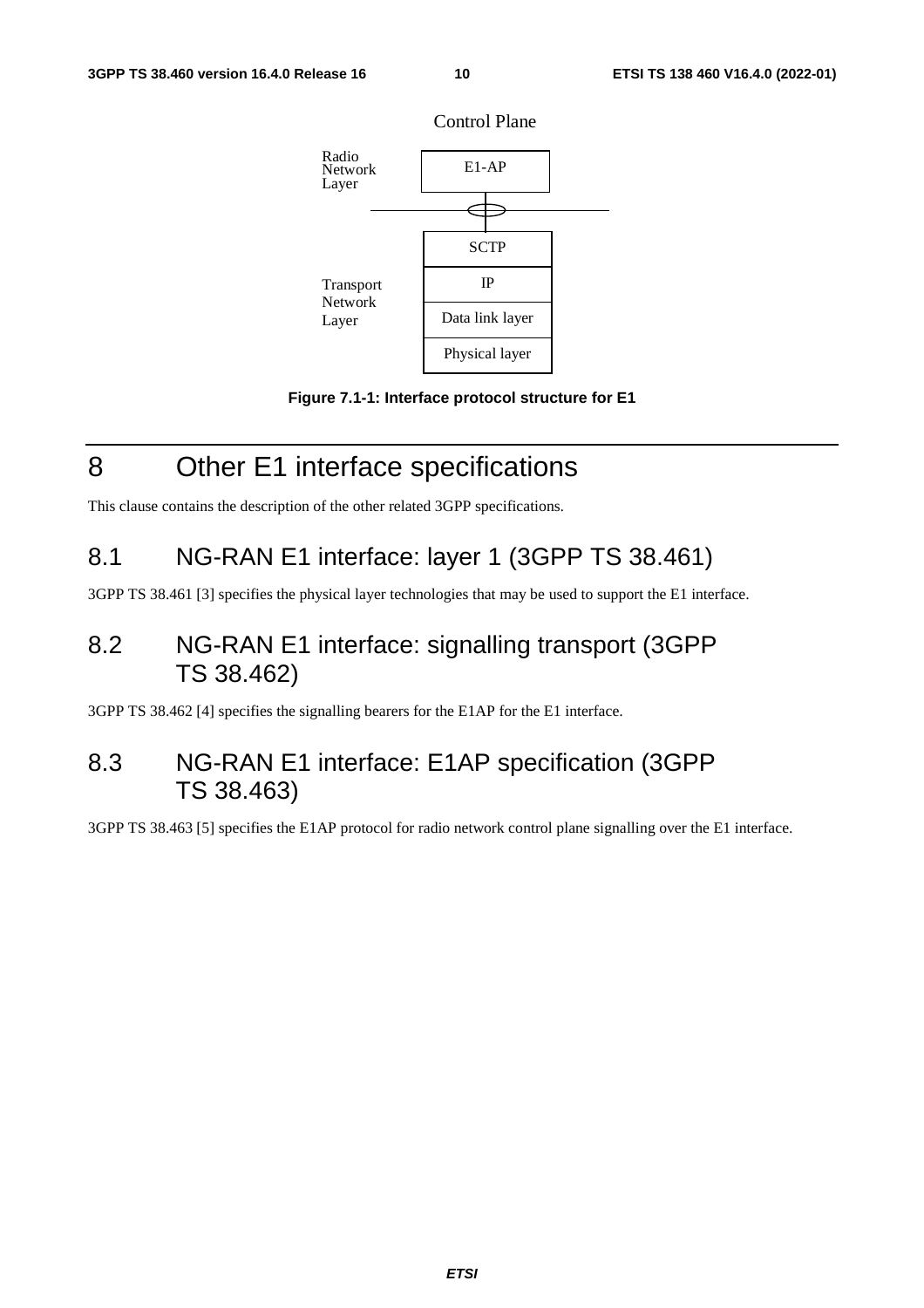Control Plane

| Radio Network Layer | E1-AP |
| --- | --- |
| Transport Network Layer | SCTP |
| | IP |
| | Data link layer |
| | Physical layer |

**Figure 7.1-1: Interface protocol structure for E1**

# 8 Other E1 interface specifications

This clause contains the description of the other related 3GPP specifications.

## 8.1 NG-RAN E1 interface: layer 1 (3GPP TS 38.461)

3GPP TS 38.461 [3] specifies the physical layer technologies that may be used to support the E1 interface.

## 8.2 NG-RAN E1 interface: signalling transport (3GPP TS 38.462)

3GPP TS 38.462 [4] specifies the signalling bearers for the E1AP for the E1 interface.

## 8.3 NG-RAN E1 interface: E1AP specification (3GPP TS 38.463)

3GPP TS 38.463 [5] specifies the E1AP protocol for radio network control plane signalling over the E1 interface.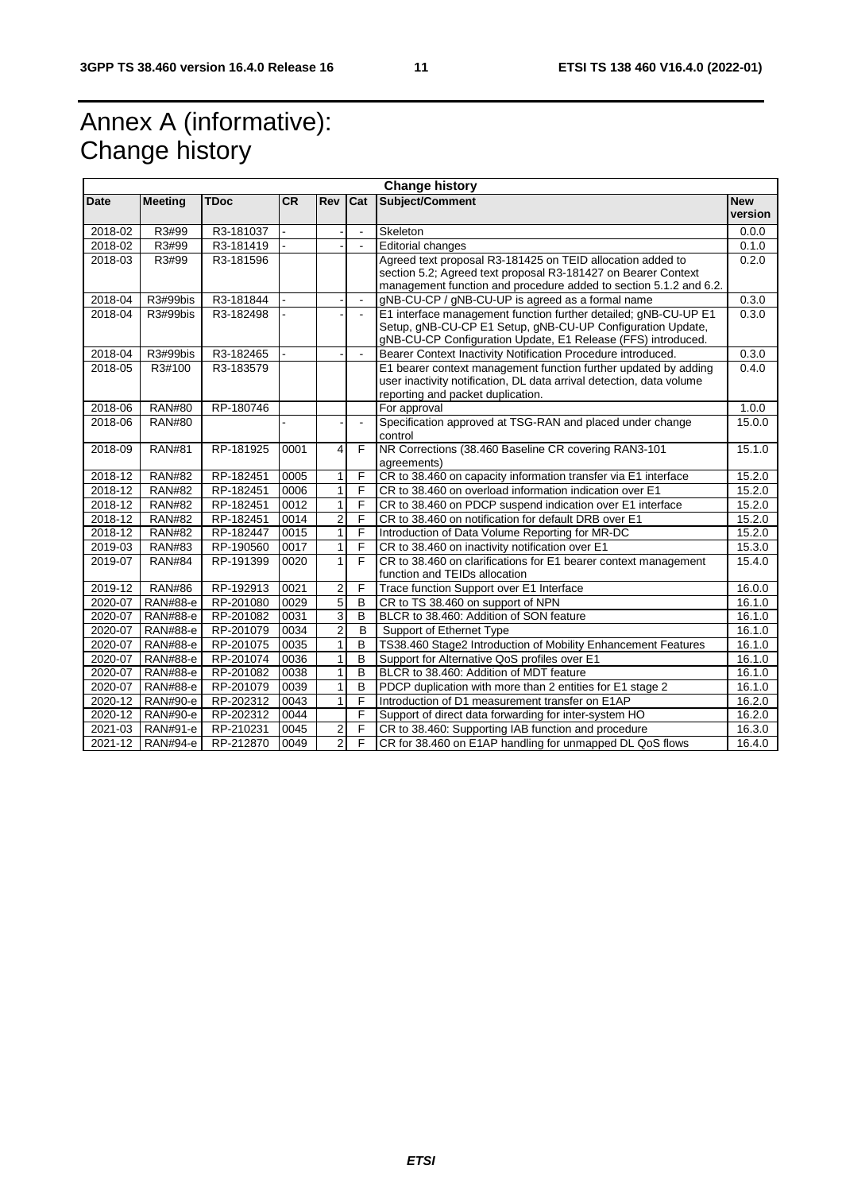# Annex A (informative): Change history

| Change history | | | | | | | |
|---|---|---|---|---|---|---|---|
| **Date** | **Meeting** | **TDoc** | **CR** | **Rev** | **Cat** | **Subject/Comment** | **New version** |
| 2018-02 | R3#99 | R3-181037 | - | - | - | Skeleton | 0.0.0 |
| 2018-02 | R3#99 | R3-181419 | - | - | - | Editorial changes | 0.1.0 |
| 2018-03 | R3#99 | R3-181596 | | | | Agreed text proposal R3-181425 on TEID allocation added to section 5.2; Agreed text proposal R3-181427 on Bearer Context management function and procedure added to section 5.1.2 and 6.2. | 0.2.0 |
| 2018-04 | R3#99bis | R3-181844 | - | - | - | gNB-CU-CP / gNB-CU-UP is agreed as a formal name | 0.3.0 |
| 2018-04 | R3#99bis | R3-182498 | - | - | - | E1 interface management function further detailed; gNB-CU-UP E1 Setup, gNB-CU-CP E1 Setup, gNB-CU-UP Configuration Update, gNB-CU-CP Configuration Update, E1 Release (FFS) introduced. | 0.3.0 |
| 2018-04 | R3#99bis | R3-182465 | - | - | - | Bearer Context Inactivity Notification Procedure introduced. | 0.3.0 |
| 2018-05 | R3#100 | R3-183579 | | | | E1 bearer context management function further updated by adding user inactivity notification, DL data arrival detection, data volume reporting and packet duplication. | 0.4.0 |
| 2018-06 | RAN#80 | RP-180746 | | | | For approval | 1.0.0 |
| 2018-06 | RAN#80 | | - | - | - | Specification approved at TSG-RAN and placed under change control | 15.0.0 |
| 2018-09 | RAN#81 | RP-181925 | 0001 | 4 | F | NR Corrections (38.460 Baseline CR covering RAN3-101 agreements) | 15.1.0 |
| 2018-12 | RAN#82 | RP-182451 | 0005 | 1 | F | CR to 38.460 on capacity information transfer via E1 interface | 15.2.0 |
| 2018-12 | RAN#82 | RP-182451 | 0006 | 1 | F | CR to 38.460 on overload information indication over E1 | 15.2.0 |
| 2018-12 | RAN#82 | RP-182451 | 0012 | 1 | F | CR to 38.460 on PDCP suspend indication over E1 interface | 15.2.0 |
| 2018-12 | RAN#82 | RP-182451 | 0014 | 2 | F | CR to 38.460 on notification for default DRB over E1 | 15.2.0 |
| 2018-12 | RAN#82 | RP-182447 | 0015 | 1 | F | Introduction of Data Volume Reporting for MR-DC | 15.2.0 |
| 2019-03 | RAN#83 | RP-190560 | 0017 | 1 | F | CR to 38.460 on inactivity notification over E1 | 15.3.0 |
| 2019-07 | RAN#84 | RP-191399 | 0020 | 1 | F | CR to 38.460 on clarifications for E1 bearer context management function and TEIDs allocation | 15.4.0 |
| 2019-12 | RAN#86 | RP-192913 | 0021 | 2 | F | Trace function Support over E1 Interface | 16.0.0 |
| 2020-07 | RAN#88-e | RP-201080 | 0029 | 5 | B | CR to TS 38.460 on support of NPN | 16.1.0 |
| 2020-07 | RAN#88-e | RP-201082 | 0031 | 3 | B | BLCR to 38.460: Addition of SON feature | 16.1.0 |
| 2020-07 | RAN#88-e | RP-201079 | 0034 | 2 | B | Support of Ethernet Type | 16.1.0 |
| 2020-07 | RAN#88-e | RP-201075 | 0035 | 1 | B | TS38.460 Stage2 Introduction of Mobility Enhancement Features | 16.1.0 |
| 2020-07 | RAN#88-e | RP-201074 | 0036 | 1 | B | Support for Alternative QoS profiles over E1 | 16.1.0 |
| 2020-07 | RAN#88-e | RP-201082 | 0038 | 1 | B | BLCR to 38.460: Addition of MDT feature | 16.1.0 |
| 2020-07 | RAN#88-e | RP-201079 | 0039 | 1 | B | PDCP duplication with more than 2 entities for E1 stage 2 | 16.1.0 |
| 2020-12 | RAN#90-e | RP-202312 | 0043 | 1 | F | Introduction of D1 measurement transfer on E1AP | 16.2.0 |
| 2020-12 | RAN#90-e | RP-202312 | 0044 | | F | Support of direct data forwarding for inter-system HO | 16.2.0 |
| 2021-03 | RAN#91-e | RP-210231 | 0045 | 2 | F | CR to 38.460: Supporting IAB function and procedure | 16.3.0 |
| 2021-12 | RAN#94-e | RP-212870 | 0049 | 2 | F | CR for 38.460 on E1AP handling for unmapped DL QoS flows | 16.4.0 |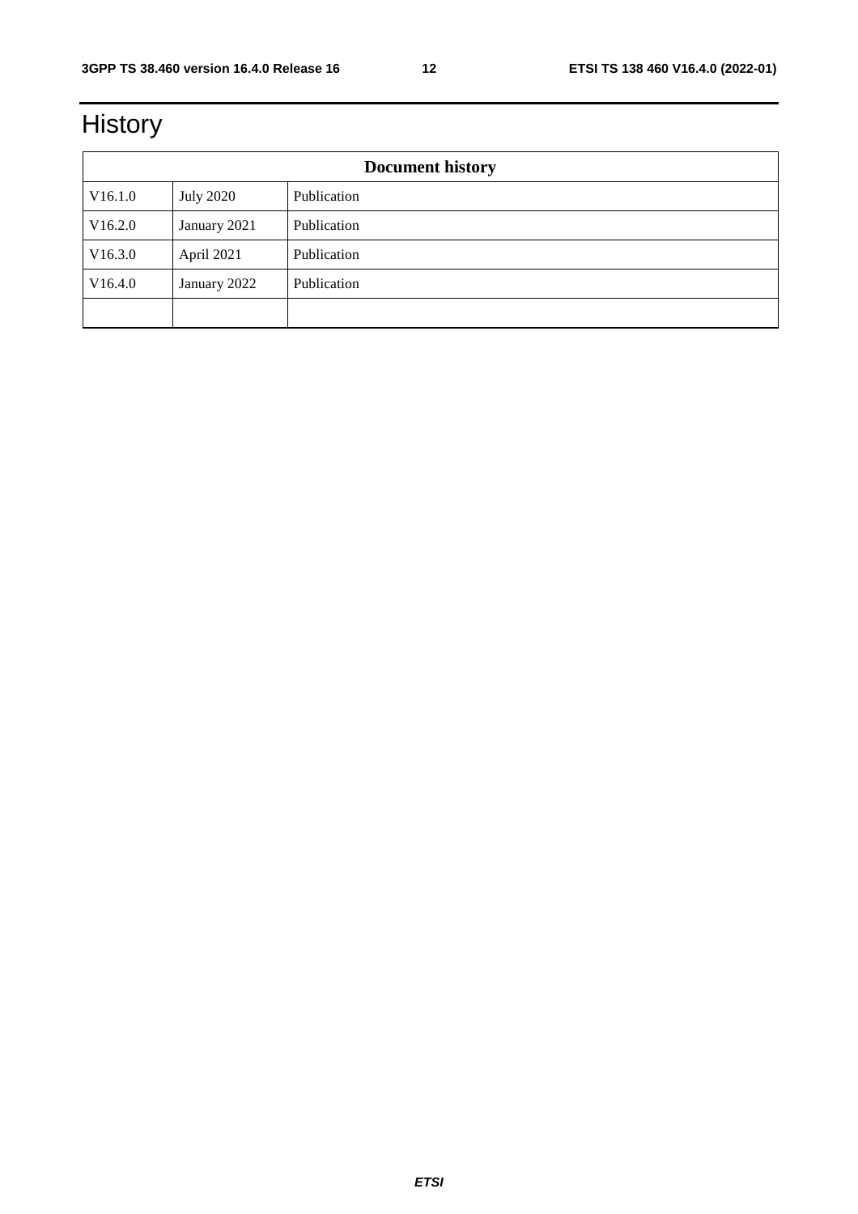# History

| Document history | | |
|---|---|---|
| V16.1.0 | July 2020 | Publication |
| V16.2.0 | January 2021 | Publication |
| V16.3.0 | April 2021 | Publication |
| V16.4.0 | January 2022 | Publication |
| | | |